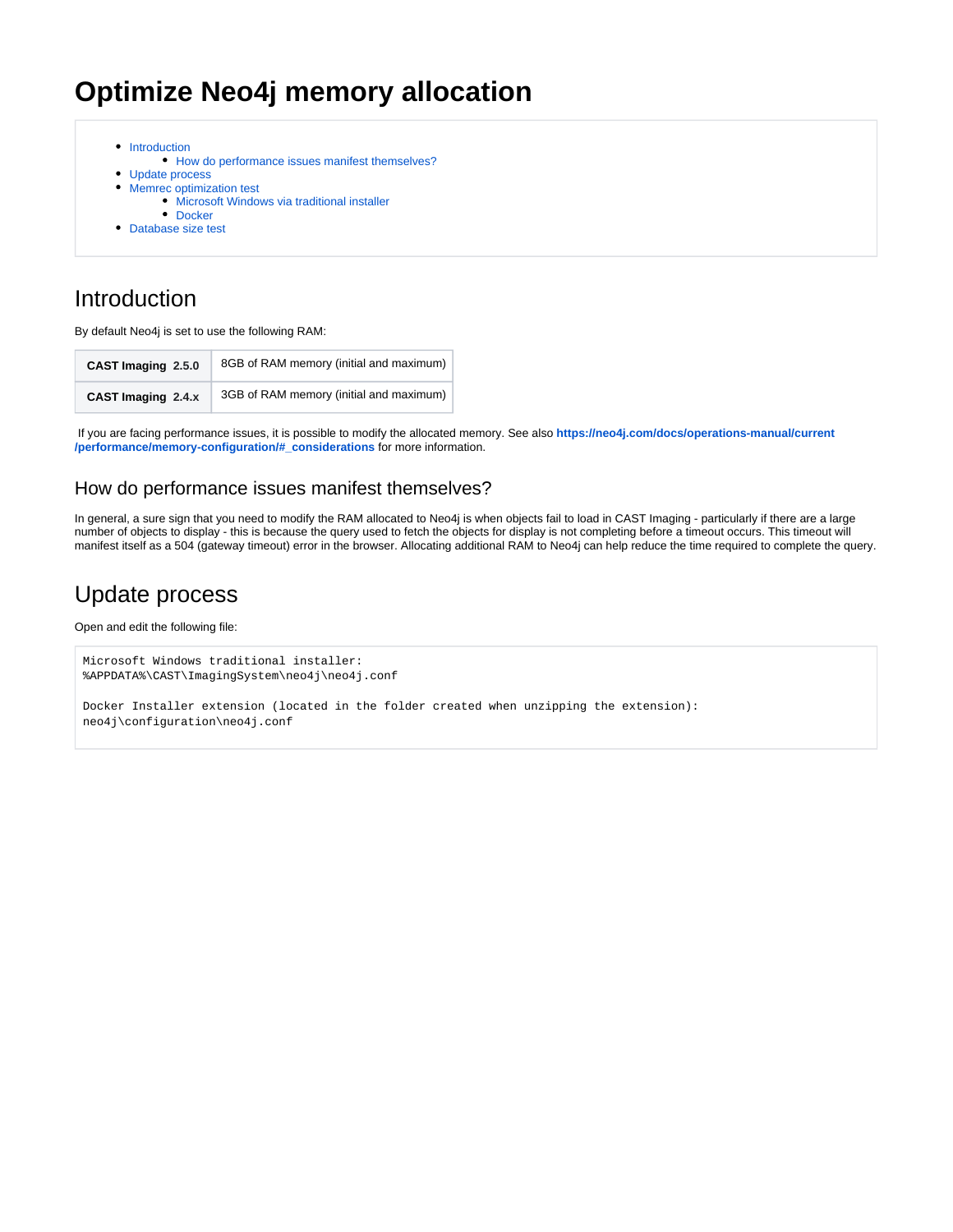# Optimize Neo4j memory allocation

- Introduction
  - How do performance issues manifest themselves?
- Update process
- Memrec optimization test
  - Microsoft Windows via traditional installer
  - Docker
- Database size test

## Introduction

By default Neo4j is set to use the following RAM:

| | |
|---|---|
| **CAST Imaging 2.5.0** | 8GB of RAM memory (initial and maximum) |
| **CAST Imaging 2.4.x** | 3GB of RAM memory (initial and maximum) |

If you are facing performance issues, it is possible to modify the allocated memory. See also **https://neo4j.com/docs/operations-manual/current/performance/memory-configuration/#_considerations** for more information.

### How do performance issues manifest themselves?

In general, a sure sign that you need to modify the RAM allocated to Neo4j is when objects fail to load in CAST Imaging - particularly if there are a large number of objects to display - this is because the query used to fetch the objects for display is not completing before a timeout occurs. This timeout will manifest itself as a 504 (gateway timeout) error in the browser. Allocating additional RAM to Neo4j can help reduce the time required to complete the query.

## Update process

Open and edit the following file:

```
Microsoft Windows traditional installer:
%APPDATA%\CAST\ImagingSystem\neo4j\neo4j.conf

Docker Installer extension (located in the folder created when unzipping the extension):
neo4j\configuration\neo4j.conf
```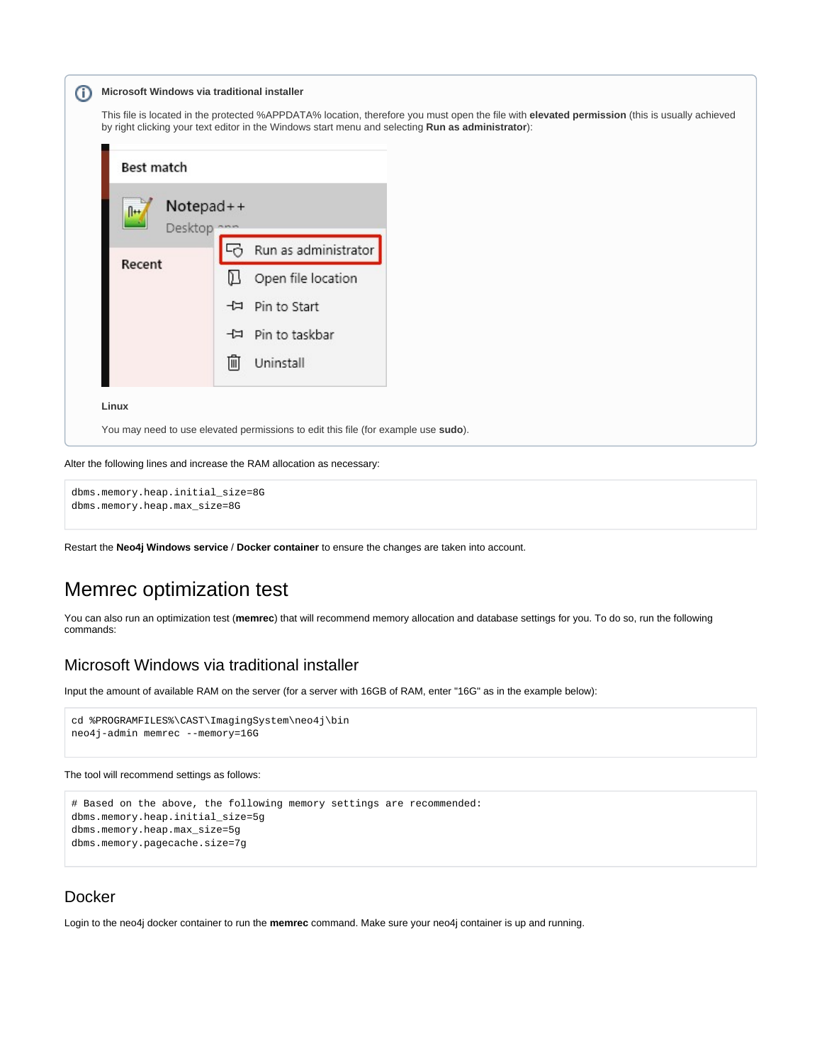**Microsoft Windows via traditional installer**

This file is located in the protected %APPDATA% location, therefore you must open the file with **elevated permission** (this is usually achieved by right clicking your text editor in the Windows start menu and selecting **Run as administrator**):

**Linux**

You may need to use elevated permissions to edit this file (for example use **sudo**).

Alter the following lines and increase the RAM allocation as necessary:

```
dbms.memory.heap.initial_size=8G
dbms.memory.heap.max_size=8G
```

Restart the **Neo4j Windows service** / **Docker container** to ensure the changes are taken into account.

# Memrec optimization test

You can also run an optimization test (**memrec**) that will recommend memory allocation and database settings for you. To do so, run the following commands:

## Microsoft Windows via traditional installer

Input the amount of available RAM on the server (for a server with 16GB of RAM, enter "16G" as in the example below):

```
cd %PROGRAMFILES%\CAST\ImagingSystem\neo4j\bin
neo4j-admin memrec --memory=16G
```

The tool will recommend settings as follows:

```
# Based on the above, the following memory settings are recommended:
dbms.memory.heap.initial_size=5g
dbms.memory.heap.max_size=5g
dbms.memory.pagecache.size=7g
```

## Docker

Login to the neo4j docker container to run the **memrec** command. Make sure your neo4j container is up and running.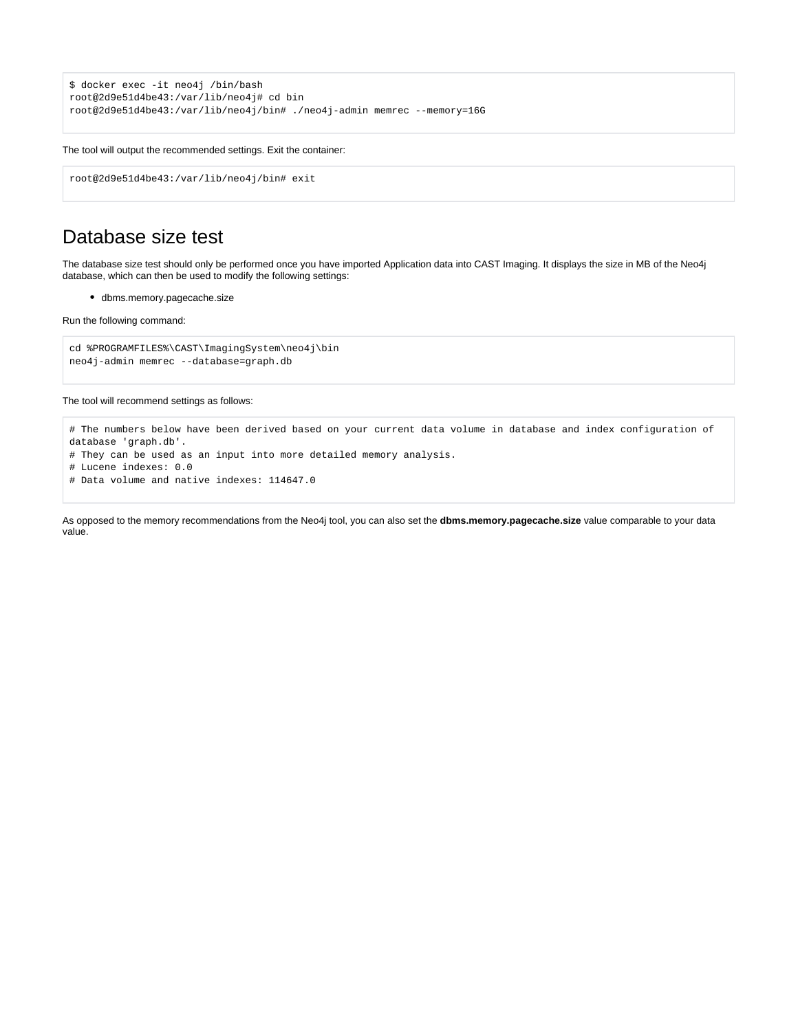```
$ docker exec -it neo4j /bin/bash
root@2d9e51d4be43:/var/lib/neo4j# cd bin
root@2d9e51d4be43:/var/lib/neo4j/bin# ./neo4j-admin memrec --memory=16G
```

The tool will output the recommended settings. Exit the container:

```
root@2d9e51d4be43:/var/lib/neo4j/bin# exit
```

## Database size test

The database size test should only be performed once you have imported Application data into CAST Imaging. It displays the size in MB of the Neo4j database, which can then be used to modify the following settings:

- dbms.memory.pagecache.size

Run the following command:

```
cd %PROGRAMFILES%\CAST\ImagingSystem\neo4j\bin
neo4j-admin memrec --database=graph.db
```

The tool will recommend settings as follows:

```
# The numbers below have been derived based on your current data volume in database and index configuration of
database 'graph.db'.
# They can be used as an input into more detailed memory analysis.
# Lucene indexes: 0.0
# Data volume and native indexes: 114647.0
```

As opposed to the memory recommendations from the Neo4j tool, you can also set the **dbms.memory.pagecache.size** value comparable to your data value.